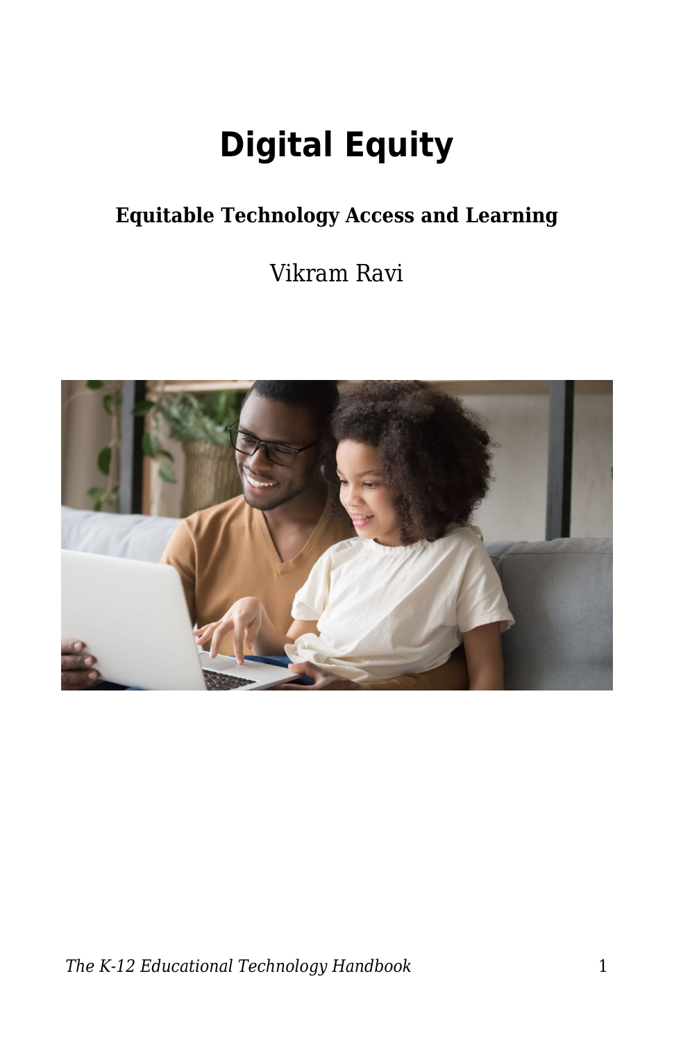# Digital Equity

**Equitable Technology Access and Learning**

*Vikram Ravi*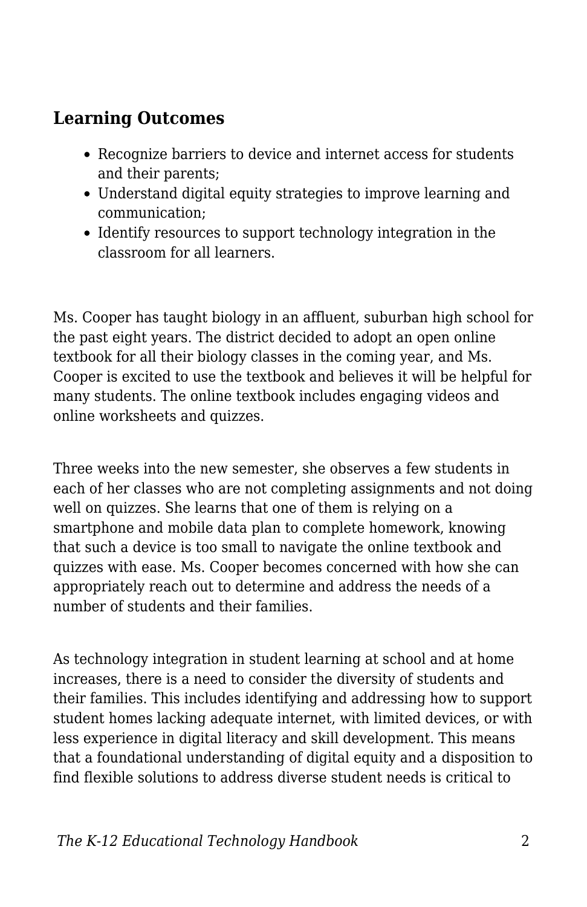## Learning Outcomes

- Recognize barriers to device and internet access for students and their parents;
- Understand digital equity strategies to improve learning and communication;
- Identify resources to support technology integration in the classroom for all learners.

Ms. Cooper has taught biology in an affluent, suburban high school for the past eight years. The district decided to adopt an open online textbook for all their biology classes in the coming year, and Ms. Cooper is excited to use the textbook and believes it will be helpful for many students. The online textbook includes engaging videos and online worksheets and quizzes.

Three weeks into the new semester, she observes a few students in each of her classes who are not completing assignments and not doing well on quizzes. She learns that one of them is relying on a smartphone and mobile data plan to complete homework, knowing that such a device is too small to navigate the online textbook and quizzes with ease. Ms. Cooper becomes concerned with how she can appropriately reach out to determine and address the needs of a number of students and their families.

As technology integration in student learning at school and at home increases, there is a need to consider the diversity of students and their families. This includes identifying and addressing how to support student homes lacking adequate internet, with limited devices, or with less experience in digital literacy and skill development. This means that a foundational understanding of digital equity and a disposition to find flexible solutions to address diverse student needs is critical to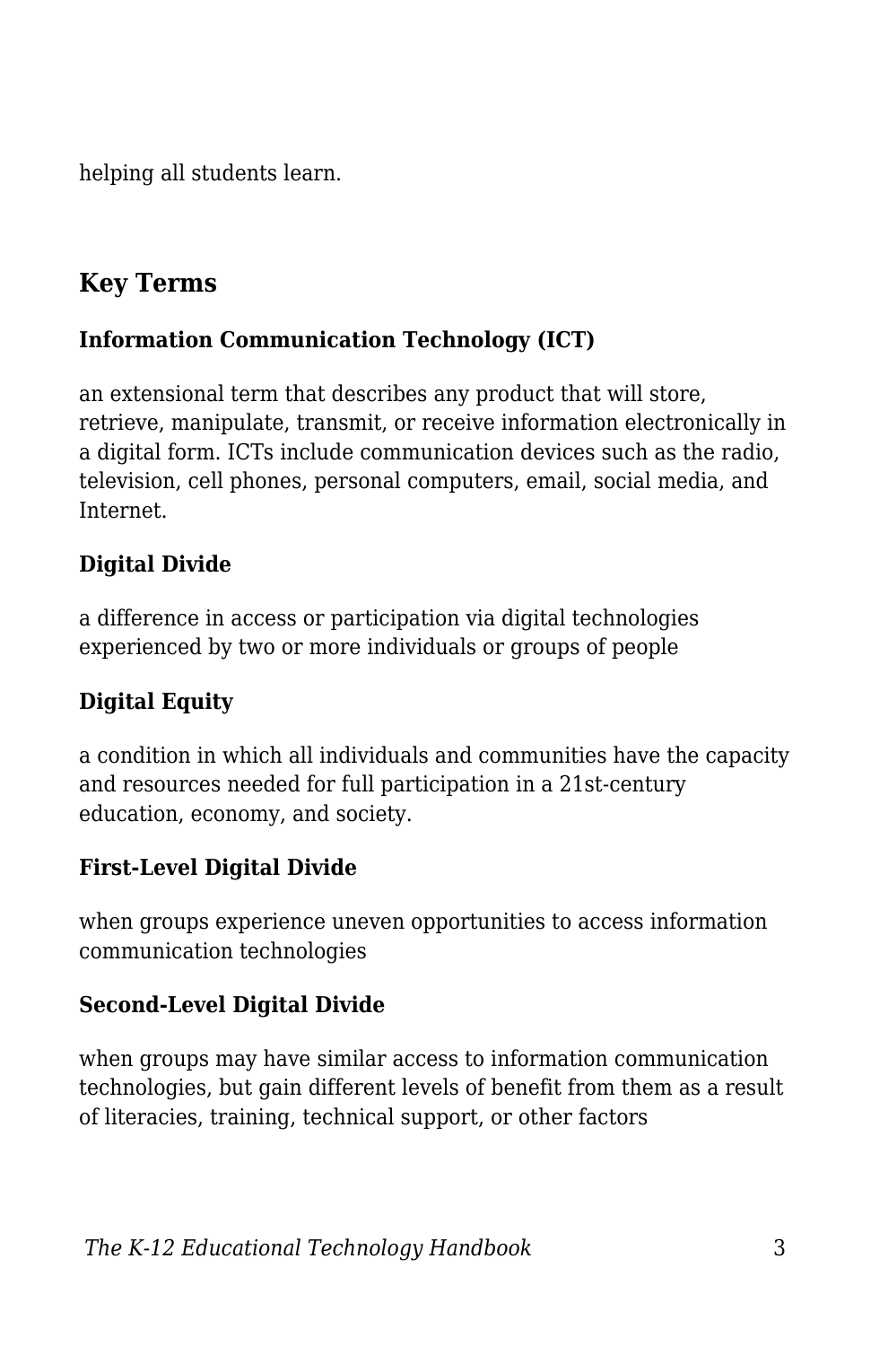helping all students learn.

## Key Terms

### Information Communication Technology (ICT)

an extensional term that describes any product that will store, retrieve, manipulate, transmit, or receive information electronically in a digital form. ICTs include communication devices such as the radio, television, cell phones, personal computers, email, social media, and Internet.

### Digital Divide

a difference in access or participation via digital technologies experienced by two or more individuals or groups of people

### Digital Equity

a condition in which all individuals and communities have the capacity and resources needed for full participation in a 21st-century education, economy, and society.

### First-Level Digital Divide

when groups experience uneven opportunities to access information communication technologies

### Second-Level Digital Divide

when groups may have similar access to information communication technologies, but gain different levels of benefit from them as a result of literacies, training, technical support, or other factors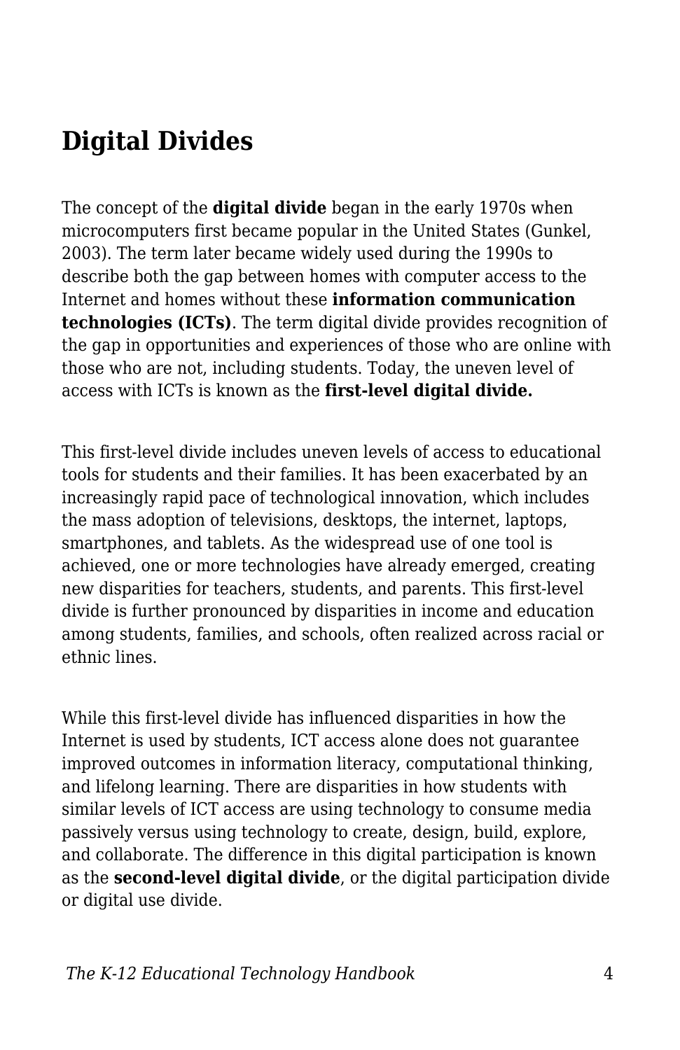## Digital Divides

The concept of the **digital divide** began in the early 1970s when microcomputers first became popular in the United States (Gunkel, 2003). The term later became widely used during the 1990s to describe both the gap between homes with computer access to the Internet and homes without these **information communication technologies (ICTs)**. The term digital divide provides recognition of the gap in opportunities and experiences of those who are online with those who are not, including students. Today, the uneven level of access with ICTs is known as the **first-level digital divide.**

This first-level divide includes uneven levels of access to educational tools for students and their families. It has been exacerbated by an increasingly rapid pace of technological innovation, which includes the mass adoption of televisions, desktops, the internet, laptops, smartphones, and tablets. As the widespread use of one tool is achieved, one or more technologies have already emerged, creating new disparities for teachers, students, and parents. This first-level divide is further pronounced by disparities in income and education among students, families, and schools, often realized across racial or ethnic lines.

While this first-level divide has influenced disparities in how the Internet is used by students, ICT access alone does not guarantee improved outcomes in information literacy, computational thinking, and lifelong learning. There are disparities in how students with similar levels of ICT access are using technology to consume media passively versus using technology to create, design, build, explore, and collaborate. The difference in this digital participation is known as the **second-level digital divide**, or the digital participation divide or digital use divide.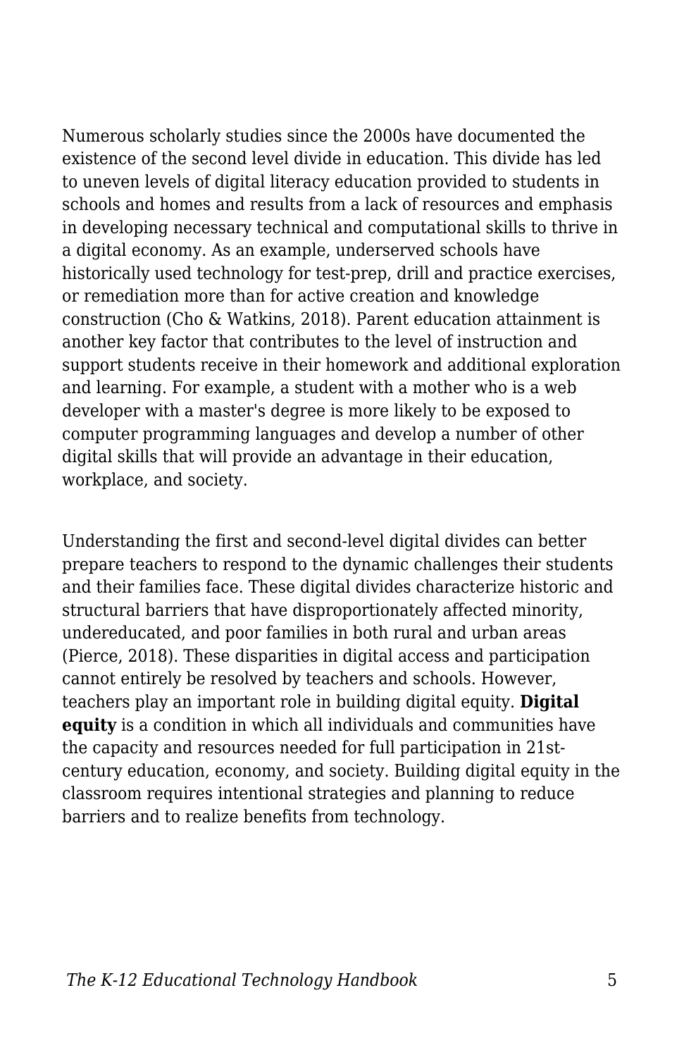Numerous scholarly studies since the 2000s have documented the existence of the second level divide in education. This divide has led to uneven levels of digital literacy education provided to students in schools and homes and results from a lack of resources and emphasis in developing necessary technical and computational skills to thrive in a digital economy. As an example, underserved schools have historically used technology for test-prep, drill and practice exercises, or remediation more than for active creation and knowledge construction (Cho & Watkins, 2018). Parent education attainment is another key factor that contributes to the level of instruction and support students receive in their homework and additional exploration and learning. For example, a student with a mother who is a web developer with a master's degree is more likely to be exposed to computer programming languages and develop a number of other digital skills that will provide an advantage in their education, workplace, and society.

Understanding the first and second-level digital divides can better prepare teachers to respond to the dynamic challenges their students and their families face. These digital divides characterize historic and structural barriers that have disproportionately affected minority, undereducated, and poor families in both rural and urban areas (Pierce, 2018). These disparities in digital access and participation cannot entirely be resolved by teachers and schools. However, teachers play an important role in building digital equity. **Digital equity** is a condition in which all individuals and communities have the capacity and resources needed for full participation in 21st-century education, economy, and society. Building digital equity in the classroom requires intentional strategies and planning to reduce barriers and to realize benefits from technology.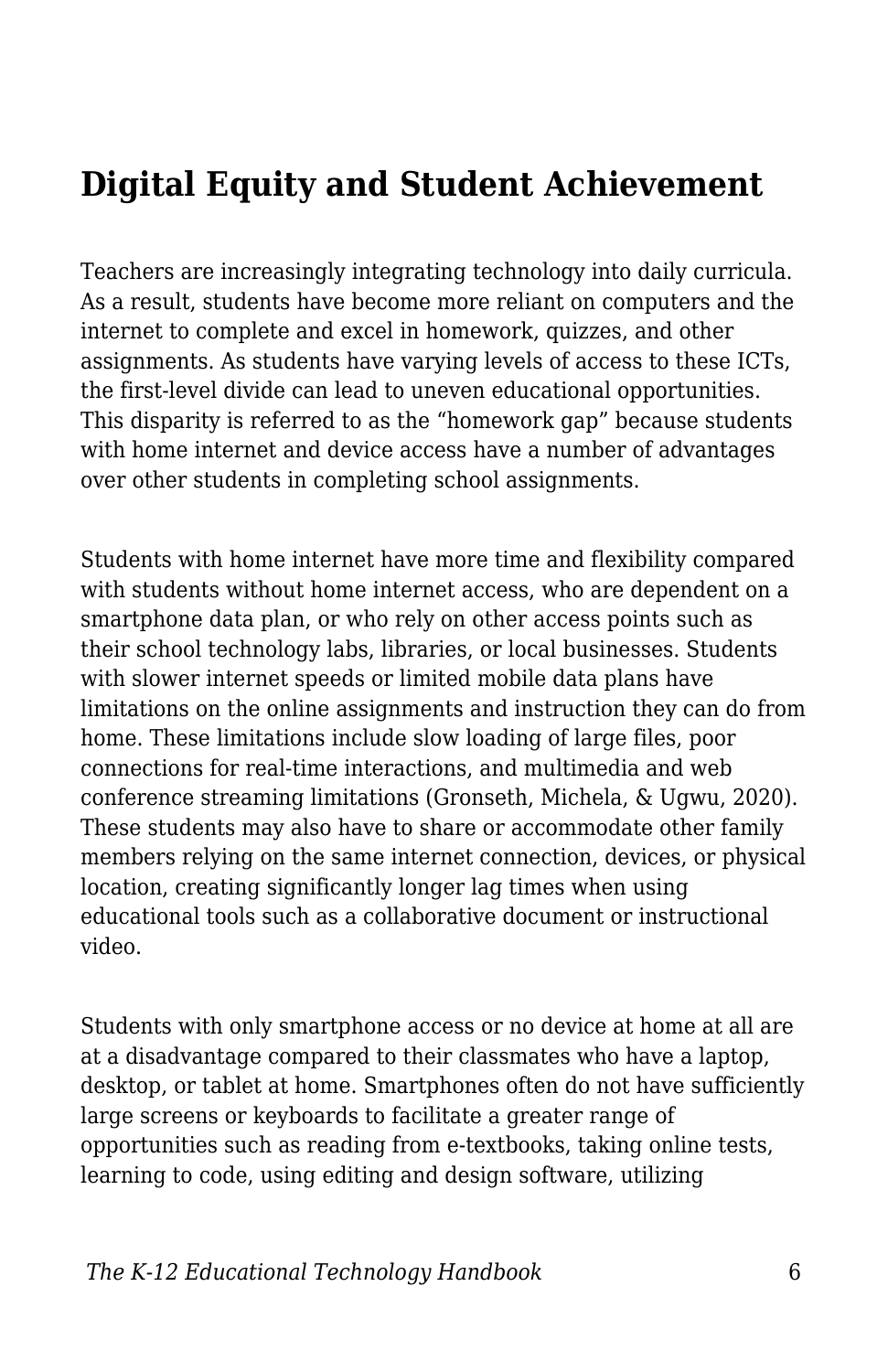## Digital Equity and Student Achievement

Teachers are increasingly integrating technology into daily curricula. As a result, students have become more reliant on computers and the internet to complete and excel in homework, quizzes, and other assignments. As students have varying levels of access to these ICTs, the first-level divide can lead to uneven educational opportunities. This disparity is referred to as the “homework gap” because students with home internet and device access have a number of advantages over other students in completing school assignments.

Students with home internet have more time and flexibility compared with students without home internet access, who are dependent on a smartphone data plan, or who rely on other access points such as their school technology labs, libraries, or local businesses. Students with slower internet speeds or limited mobile data plans have limitations on the online assignments and instruction they can do from home. These limitations include slow loading of large files, poor connections for real-time interactions, and multimedia and web conference streaming limitations (Gronseth, Michela, & Ugwu, 2020). These students may also have to share or accommodate other family members relying on the same internet connection, devices, or physical location, creating significantly longer lag times when using educational tools such as a collaborative document or instructional video.

Students with only smartphone access or no device at home at all are at a disadvantage compared to their classmates who have a laptop, desktop, or tablet at home. Smartphones often do not have sufficiently large screens or keyboards to facilitate a greater range of opportunities such as reading from e-textbooks, taking online tests, learning to code, using editing and design software, utilizing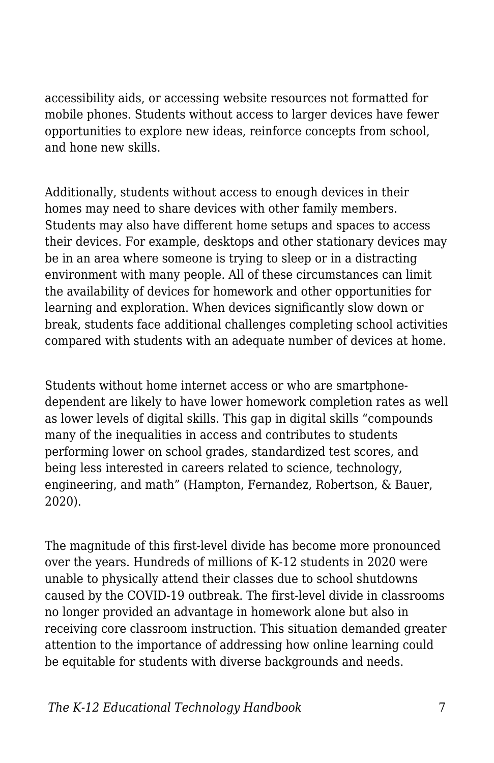accessibility aids, or accessing website resources not formatted for mobile phones. Students without access to larger devices have fewer opportunities to explore new ideas, reinforce concepts from school, and hone new skills.

Additionally, students without access to enough devices in their homes may need to share devices with other family members. Students may also have different home setups and spaces to access their devices. For example, desktops and other stationary devices may be in an area where someone is trying to sleep or in a distracting environment with many people. All of these circumstances can limit the availability of devices for homework and other opportunities for learning and exploration. When devices significantly slow down or break, students face additional challenges completing school activities compared with students with an adequate number of devices at home.

Students without home internet access or who are smartphone-dependent are likely to have lower homework completion rates as well as lower levels of digital skills. This gap in digital skills "compounds many of the inequalities in access and contributes to students performing lower on school grades, standardized test scores, and being less interested in careers related to science, technology, engineering, and math" (Hampton, Fernandez, Robertson, & Bauer, 2020).

The magnitude of this first-level divide has become more pronounced over the years. Hundreds of millions of K-12 students in 2020 were unable to physically attend their classes due to school shutdowns caused by the COVID-19 outbreak. The first-level divide in classrooms no longer provided an advantage in homework alone but also in receiving core classroom instruction. This situation demanded greater attention to the importance of addressing how online learning could be equitable for students with diverse backgrounds and needs.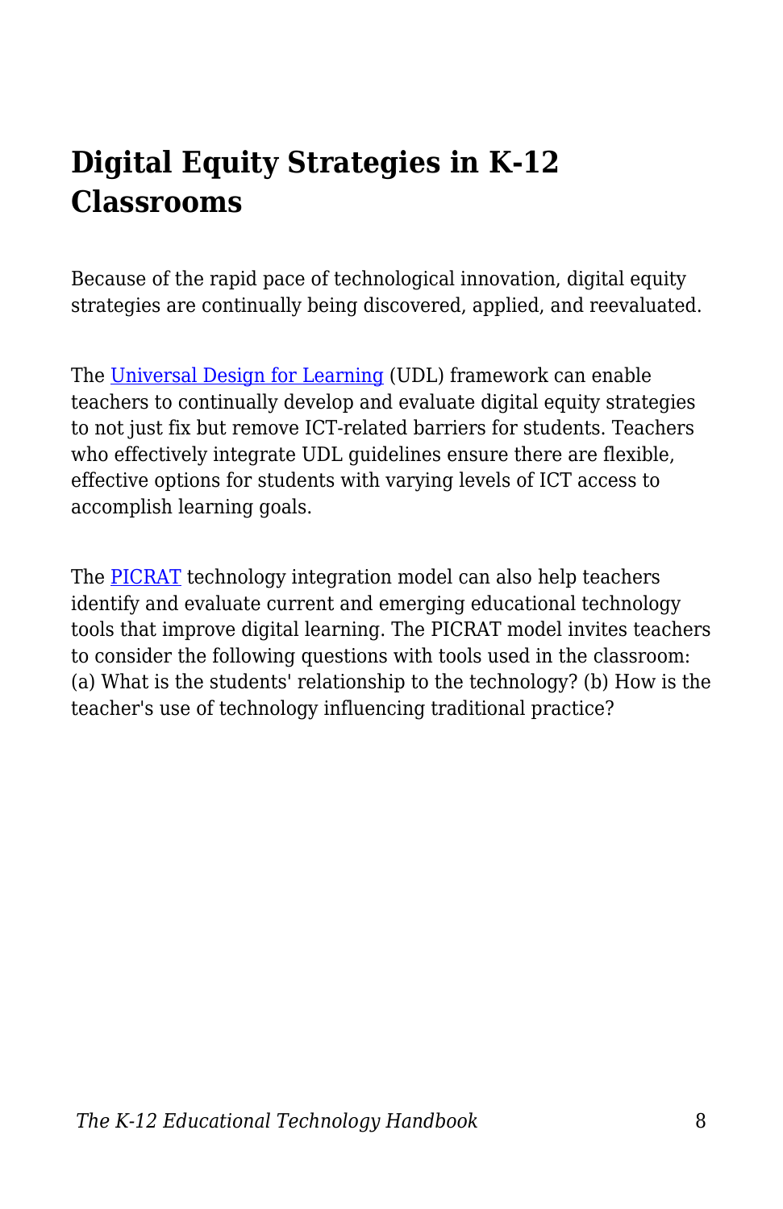## Digital Equity Strategies in K-12 Classrooms

Because of the rapid pace of technological innovation, digital equity strategies are continually being discovered, applied, and reevaluated.

The Universal Design for Learning (UDL) framework can enable teachers to continually develop and evaluate digital equity strategies to not just fix but remove ICT-related barriers for students. Teachers who effectively integrate UDL guidelines ensure there are flexible, effective options for students with varying levels of ICT access to accomplish learning goals.

The PICRAT technology integration model can also help teachers identify and evaluate current and emerging educational technology tools that improve digital learning. The PICRAT model invites teachers to consider the following questions with tools used in the classroom: (a) What is the students' relationship to the technology? (b) How is the teacher's use of technology influencing traditional practice?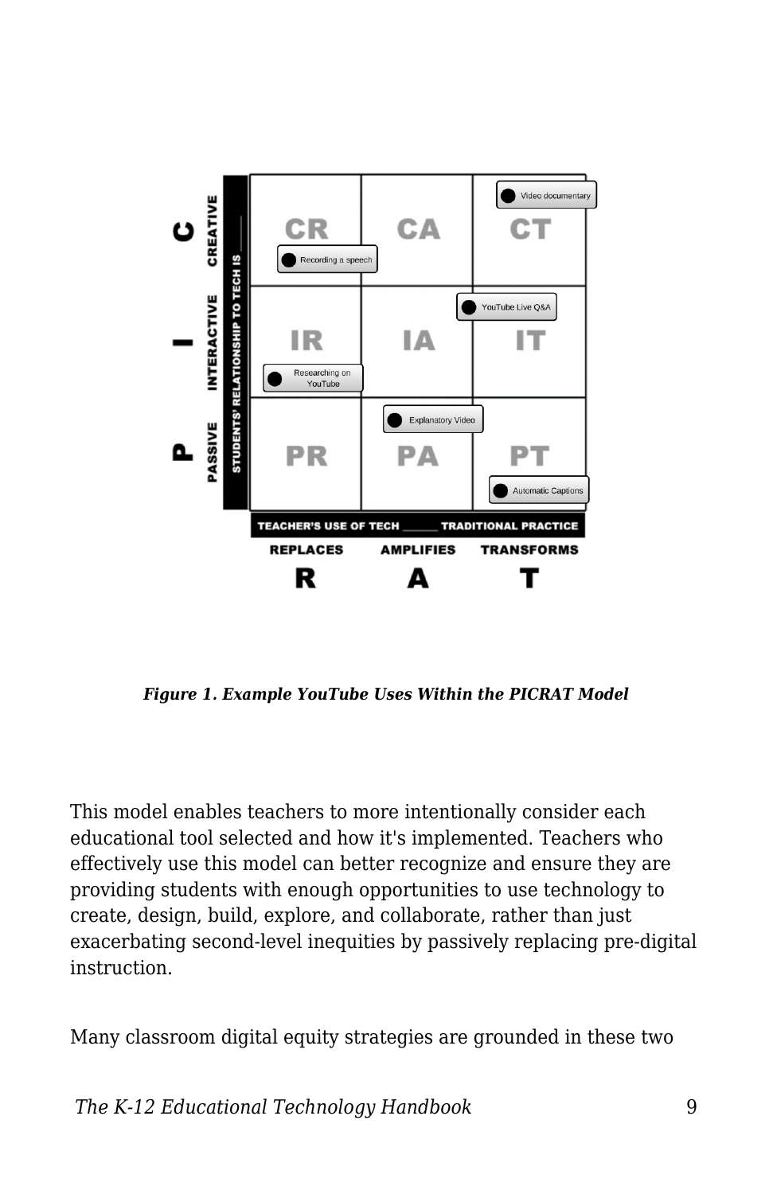*Figure 1. Example YouTube Uses Within the PICRAT Model*

This model enables teachers to more intentionally consider each educational tool selected and how it's implemented. Teachers who effectively use this model can better recognize and ensure they are providing students with enough opportunities to use technology to create, design, build, explore, and collaborate, rather than just exacerbating second-level inequities by passively replacing pre-digital instruction.

Many classroom digital equity strategies are grounded in these two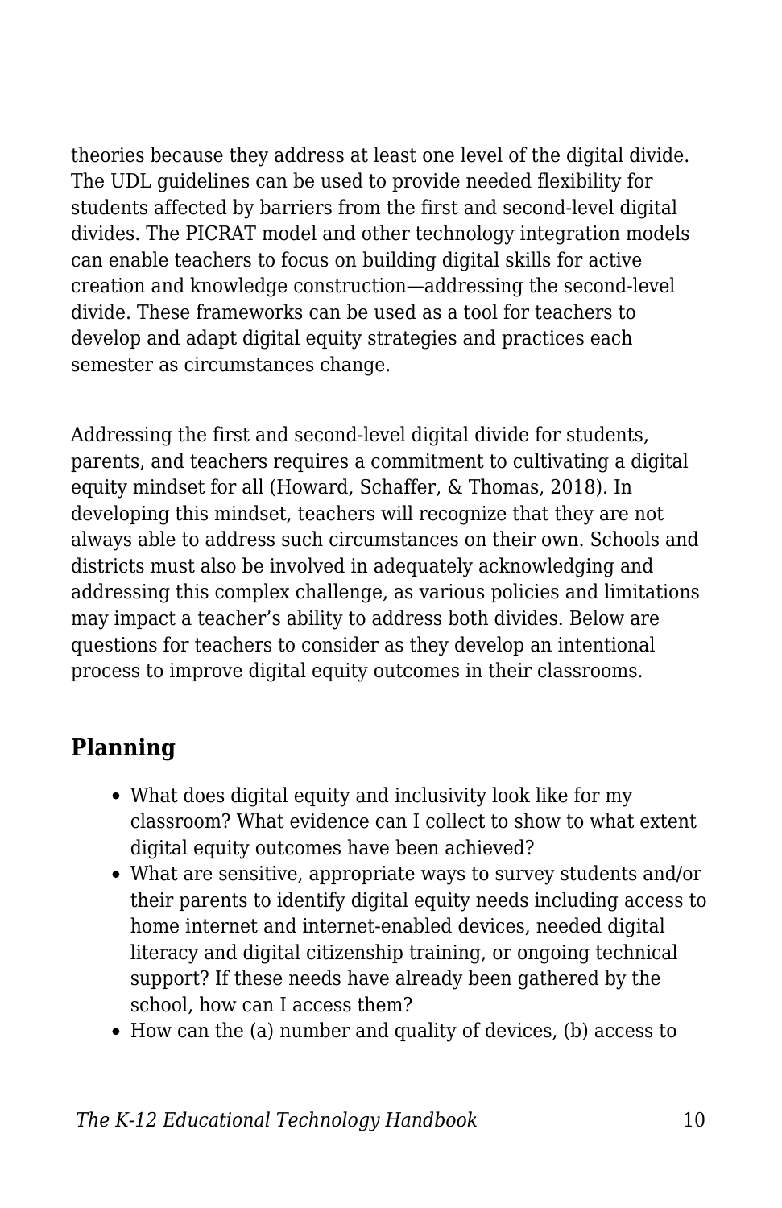theories because they address at least one level of the digital divide. The UDL guidelines can be used to provide needed flexibility for students affected by barriers from the first and second-level digital divides. The PICRAT model and other technology integration models can enable teachers to focus on building digital skills for active creation and knowledge construction—addressing the second-level divide. These frameworks can be used as a tool for teachers to develop and adapt digital equity strategies and practices each semester as circumstances change.

Addressing the first and second-level digital divide for students, parents, and teachers requires a commitment to cultivating a digital equity mindset for all (Howard, Schaffer, & Thomas, 2018). In developing this mindset, teachers will recognize that they are not always able to address such circumstances on their own. Schools and districts must also be involved in adequately acknowledging and addressing this complex challenge, as various policies and limitations may impact a teacher's ability to address both divides. Below are questions for teachers to consider as they develop an intentional process to improve digital equity outcomes in their classrooms.

## Planning

- What does digital equity and inclusivity look like for my classroom? What evidence can I collect to show to what extent digital equity outcomes have been achieved?
- What are sensitive, appropriate ways to survey students and/or their parents to identify digital equity needs including access to home internet and internet-enabled devices, needed digital literacy and digital citizenship training, or ongoing technical support? If these needs have already been gathered by the school, how can I access them?
- How can the (a) number and quality of devices, (b) access to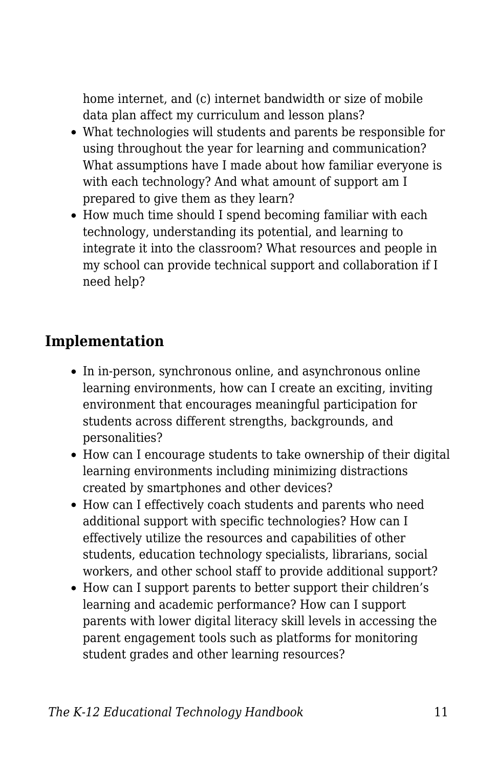home internet, and (c) internet bandwidth or size of mobile data plan affect my curriculum and lesson plans?

- What technologies will students and parents be responsible for using throughout the year for learning and communication? What assumptions have I made about how familiar everyone is with each technology? And what amount of support am I prepared to give them as they learn?
- How much time should I spend becoming familiar with each technology, understanding its potential, and learning to integrate it into the classroom? What resources and people in my school can provide technical support and collaboration if I need help?

## Implementation

- In in-person, synchronous online, and asynchronous online learning environments, how can I create an exciting, inviting environment that encourages meaningful participation for students across different strengths, backgrounds, and personalities?
- How can I encourage students to take ownership of their digital learning environments including minimizing distractions created by smartphones and other devices?
- How can I effectively coach students and parents who need additional support with specific technologies? How can I effectively utilize the resources and capabilities of other students, education technology specialists, librarians, social workers, and other school staff to provide additional support?
- How can I support parents to better support their children's learning and academic performance? How can I support parents with lower digital literacy skill levels in accessing the parent engagement tools such as platforms for monitoring student grades and other learning resources?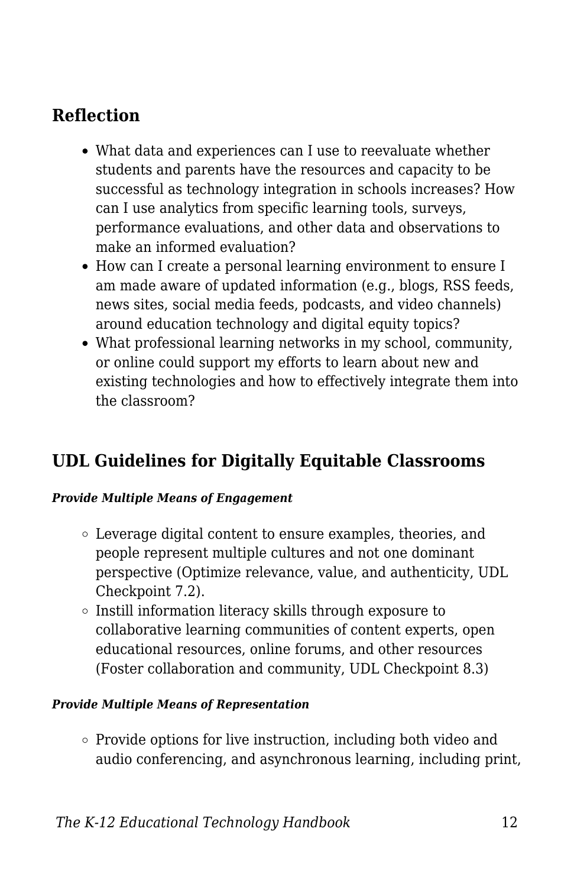## Reflection

- What data and experiences can I use to reevaluate whether students and parents have the resources and capacity to be successful as technology integration in schools increases? How can I use analytics from specific learning tools, surveys, performance evaluations, and other data and observations to make an informed evaluation?
- How can I create a personal learning environment to ensure I am made aware of updated information (e.g., blogs, RSS feeds, news sites, social media feeds, podcasts, and video channels) around education technology and digital equity topics?
- What professional learning networks in my school, community, or online could support my efforts to learn about new and existing technologies and how to effectively integrate them into the classroom?

## UDL Guidelines for Digitally Equitable Classrooms

***Provide Multiple Means of Engagement***

- Leverage digital content to ensure examples, theories, and people represent multiple cultures and not one dominant perspective (Optimize relevance, value, and authenticity, UDL Checkpoint 7.2).
- Instill information literacy skills through exposure to collaborative learning communities of content experts, open educational resources, online forums, and other resources (Foster collaboration and community, UDL Checkpoint 8.3)

***Provide Multiple Means of Representation***

- Provide options for live instruction, including both video and audio conferencing, and asynchronous learning, including print,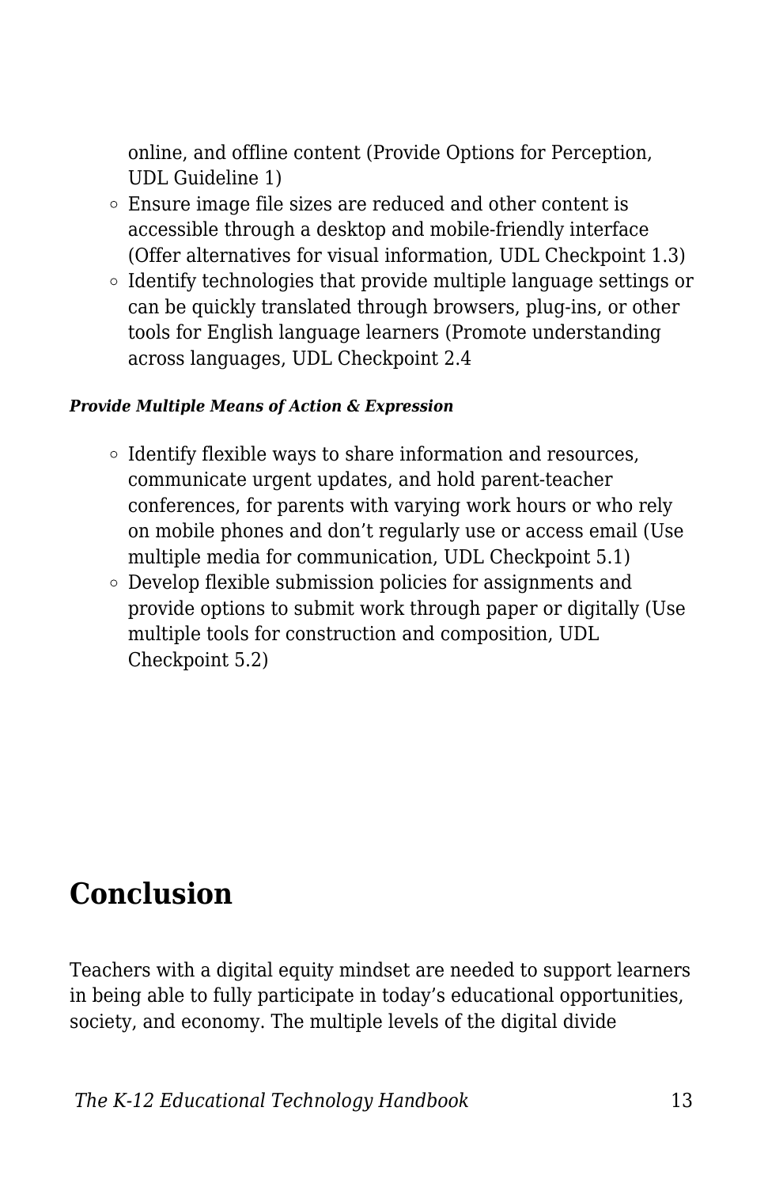online, and offline content (Provide Options for Perception, UDL Guideline 1)
  - Ensure image file sizes are reduced and other content is accessible through a desktop and mobile-friendly interface (Offer alternatives for visual information, UDL Checkpoint 1.3)
  - Identify technologies that provide multiple language settings or can be quickly translated through browsers, plug-ins, or other tools for English language learners (Promote understanding across languages, UDL Checkpoint 2.4

***Provide Multiple Means of Action & Expression***

  - Identify flexible ways to share information and resources, communicate urgent updates, and hold parent-teacher conferences, for parents with varying work hours or who rely on mobile phones and don't regularly use or access email (Use multiple media for communication, UDL Checkpoint 5.1)
  - Develop flexible submission policies for assignments and provide options to submit work through paper or digitally (Use multiple tools for construction and composition, UDL Checkpoint 5.2)

## Conclusion

Teachers with a digital equity mindset are needed to support learners in being able to fully participate in today's educational opportunities, society, and economy. The multiple levels of the digital divide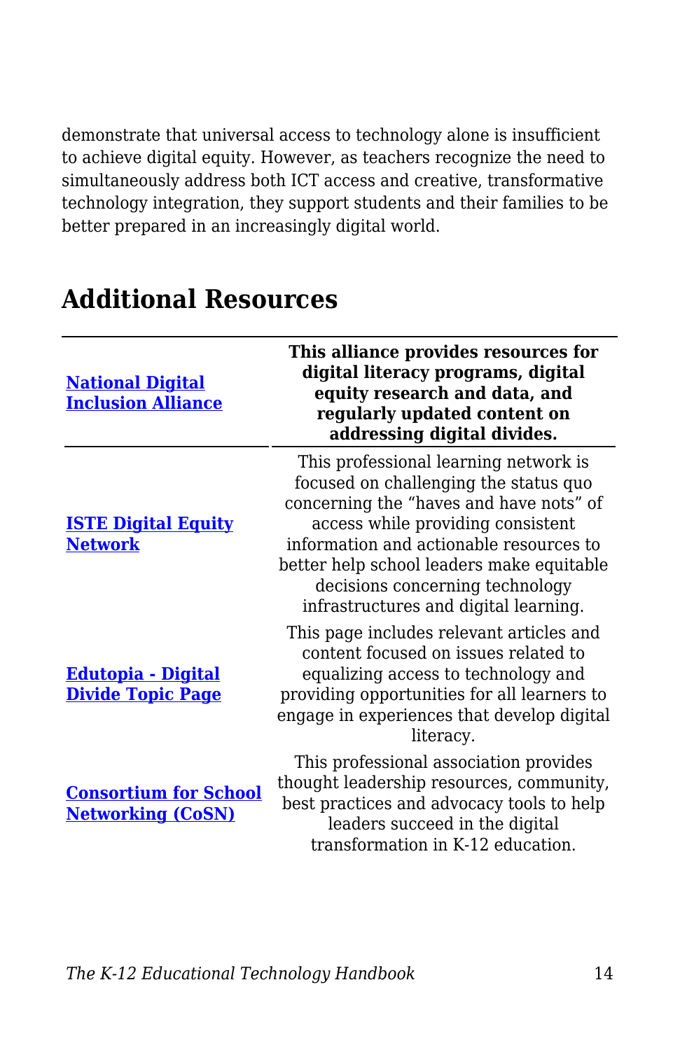demonstrate that universal access to technology alone is insufficient to achieve digital equity. However, as teachers recognize the need to simultaneously address both ICT access and creative, transformative technology integration, they support students and their families to be better prepared in an increasingly digital world.

## Additional Resources

| National Digital Inclusion Alliance | This alliance provides resources for digital literacy programs, digital equity research and data, and regularly updated content on addressing digital divides. |
|---|---|
| ISTE Digital Equity Network | This professional learning network is focused on challenging the status quo concerning the "haves and have nots" of access while providing consistent information and actionable resources to better help school leaders make equitable decisions concerning technology infrastructures and digital learning. |
| Edutopia - Digital Divide Topic Page | This page includes relevant articles and content focused on issues related to equalizing access to technology and providing opportunities for all learners to engage in experiences that develop digital literacy. |
| Consortium for School Networking (CoSN) | This professional association provides thought leadership resources, community, best practices and advocacy tools to help leaders succeed in the digital transformation in K-12 education. |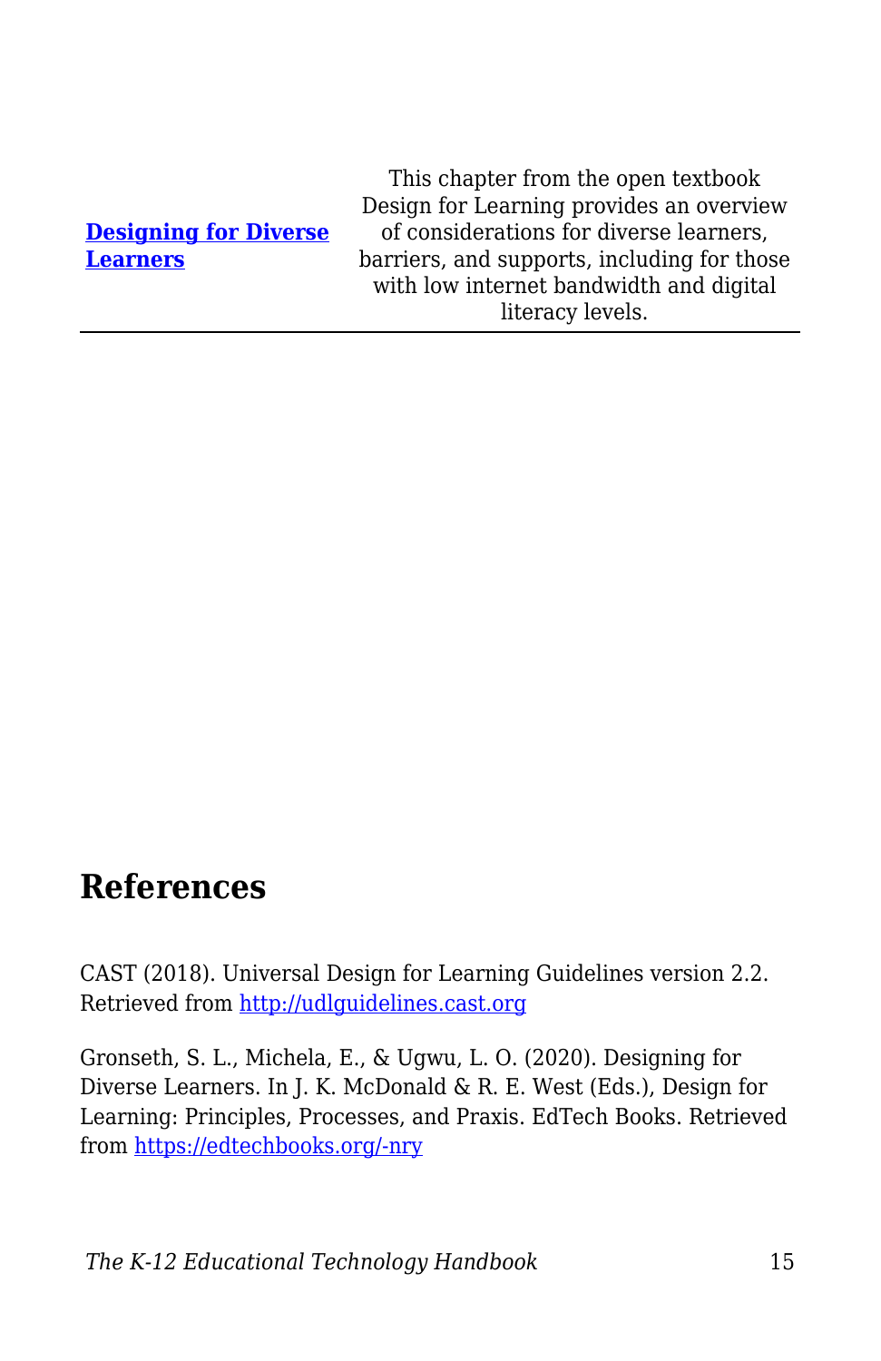| | |
|---|---|
| **[Designing for Diverse Learners](https://edtechbooks.org/-nry)** | This chapter from the open textbook Design for Learning provides an overview of considerations for diverse learners, barriers, and supports, including for those with low internet bandwidth and digital literacy levels. |

## References

CAST (2018). Universal Design for Learning Guidelines version 2.2. Retrieved from [http://udlguidelines.cast.org](http://udlguidelines.cast.org)

Gronseth, S. L., Michela, E., & Ugwu, L. O. (2020). Designing for Diverse Learners. In J. K. McDonald & R. E. West (Eds.), Design for Learning: Principles, Processes, and Praxis. EdTech Books. Retrieved from [https://edtechbooks.org/-nry](https://edtechbooks.org/-nry)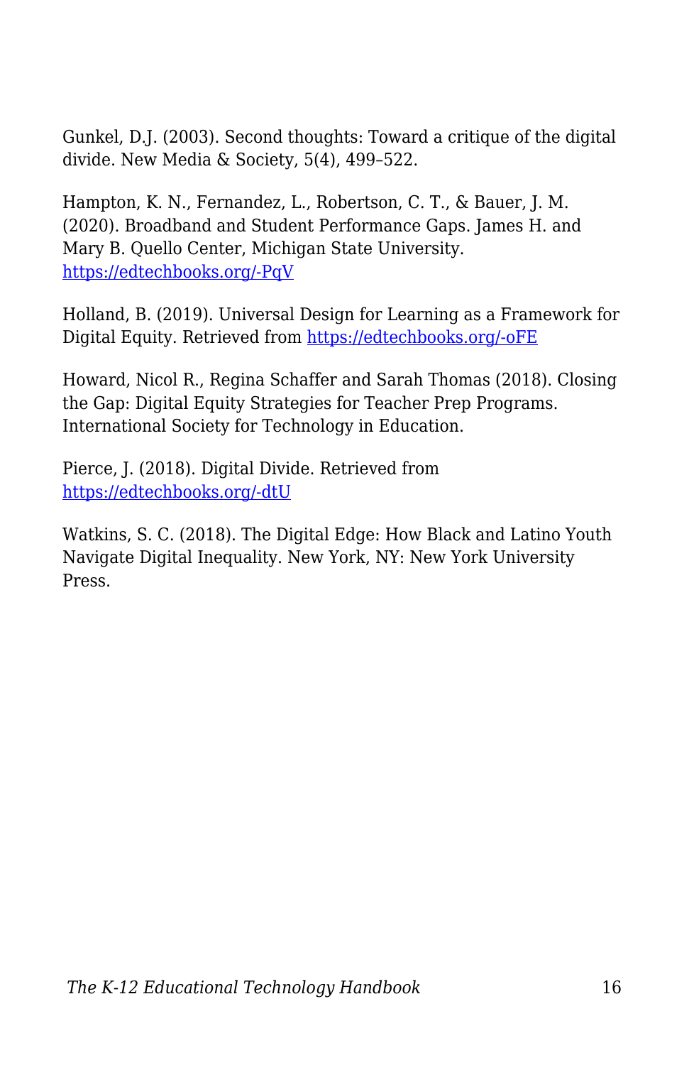Gunkel, D.J. (2003). Second thoughts: Toward a critique of the digital divide. New Media & Society, 5(4), 499–522.

Hampton, K. N., Fernandez, L., Robertson, C. T., & Bauer, J. M. (2020). Broadband and Student Performance Gaps. James H. and Mary B. Quello Center, Michigan State University. [https://edtechbooks.org/-PqV](https://edtechbooks.org/-PqV)

Holland, B. (2019). Universal Design for Learning as a Framework for Digital Equity. Retrieved from [https://edtechbooks.org/-oFE](https://edtechbooks.org/-oFE)

Howard, Nicol R., Regina Schaffer and Sarah Thomas (2018). Closing the Gap: Digital Equity Strategies for Teacher Prep Programs. International Society for Technology in Education.

Pierce, J. (2018). Digital Divide. Retrieved from [https://edtechbooks.org/-dtU](https://edtechbooks.org/-dtU)

Watkins, S. C. (2018). The Digital Edge: How Black and Latino Youth Navigate Digital Inequality. New York, NY: New York University Press.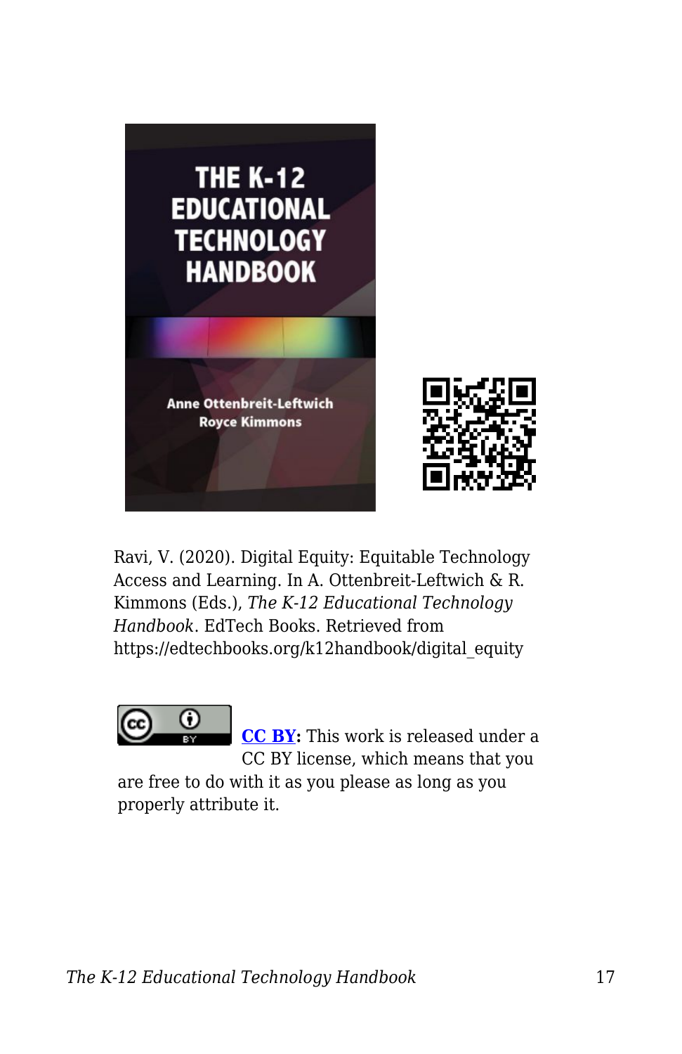Ravi, V. (2020). Digital Equity: Equitable Technology Access and Learning. In A. Ottenbreit-Leftwich & R. Kimmons (Eds.), *The K-12 Educational Technology Handbook*. EdTech Books. Retrieved from https://edtechbooks.org/k12handbook/digital_equity

**CC BY:** This work is released under a CC BY license, which means that you are free to do with it as you please as long as you properly attribute it.